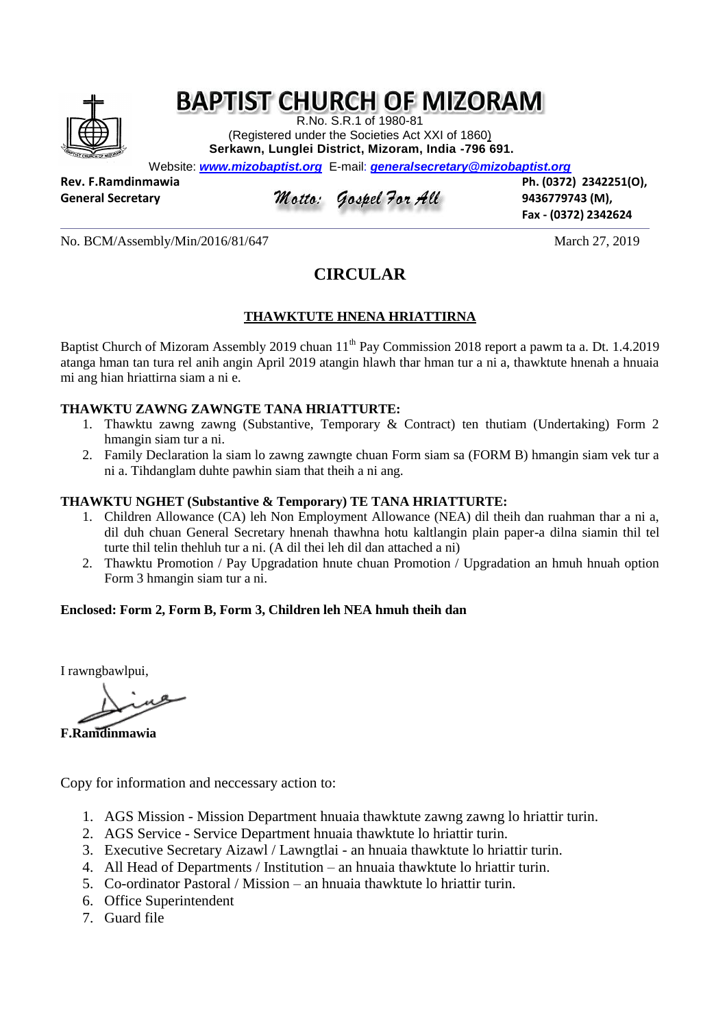# BAPTIST CHURCH OF MIZORAM

R.No. S.R.1 of 1980-81
(Registered under the Societies Act XXI of 1860)
**Serkawn, Lunglei District, Mizoram, India -796 691.**

Website: ***www.mizobaptist.org*** E-mail: ***generalsecretary@mizobaptist.org***

**Rev. F.Ramdinmawia**
**General Secretary**

*Motto: Gospel For All*

**Ph. (0372) 2342251(O),**
**9436779743 (M),**
**Fax - (0372) 2342624**

---

No. BCM/Assembly/Min/2016/81/647 March 27, 2019

## CIRCULAR

### THAWKTUTE HNENA HRIATTIRNA

Baptist Church of Mizoram Assembly 2019 chuan 11th Pay Commission 2018 report a pawm ta a. Dt. 1.4.2019 atanga hman tan tura rel anih angin April 2019 atangin hlawh thar hman tur a ni a, thawktute hnenah a hnuaia mi ang hian hriattirna siam a ni e.

**THAWKTU ZAWNG ZAWNGTE TANA HRIATTURTE:**

1. Thawktu zawng zawng (Substantive, Temporary & Contract) ten thutiam (Undertaking) Form 2 hmangin siam tur a ni.
2. Family Declaration la siam lo zawng zawngte chuan Form siam sa (FORM B) hmangin siam vek tur a ni a. Tihdanglam duhte pawhin siam that theih a ni ang.

**THAWKTU NGHET (Substantive & Temporary) TE TANA HRIATTURTE:**

1. Children Allowance (CA) leh Non Employment Allowance (NEA) dil theih dan ruahman thar a ni a, dil duh chuan General Secretary hnenah thawhna hotu kaltlangin plain paper-a dilna siamin thil tel turte thil telin thehluh tur a ni. (A dil thei leh dil dan attached a ni)
2. Thawktu Promotion / Pay Upgradation hnute chuan Promotion / Upgradation an hmuh hnuah option Form 3 hmangin siam tur a ni.

**Enclosed: Form 2, Form B, Form 3, Children leh NEA hmuh theih dan**

I rawngbawlpui,

**F.Ramdinmawia**

Copy for information and neccessary action to:

1. AGS Mission - Mission Department hnuaia thawktute zawng zawng lo hriattir turin.
2. AGS Service - Service Department hnuaia thawktute lo hriattir turin.
3. Executive Secretary Aizawl / Lawngtlai - an hnuaia thawktute lo hriattir turin.
4. All Head of Departments / Institution – an hnuaia thawktute lo hriattir turin.
5. Co-ordinator Pastoral / Mission – an hnuaia thawktute lo hriattir turin.
6. Office Superintendent
7. Guard file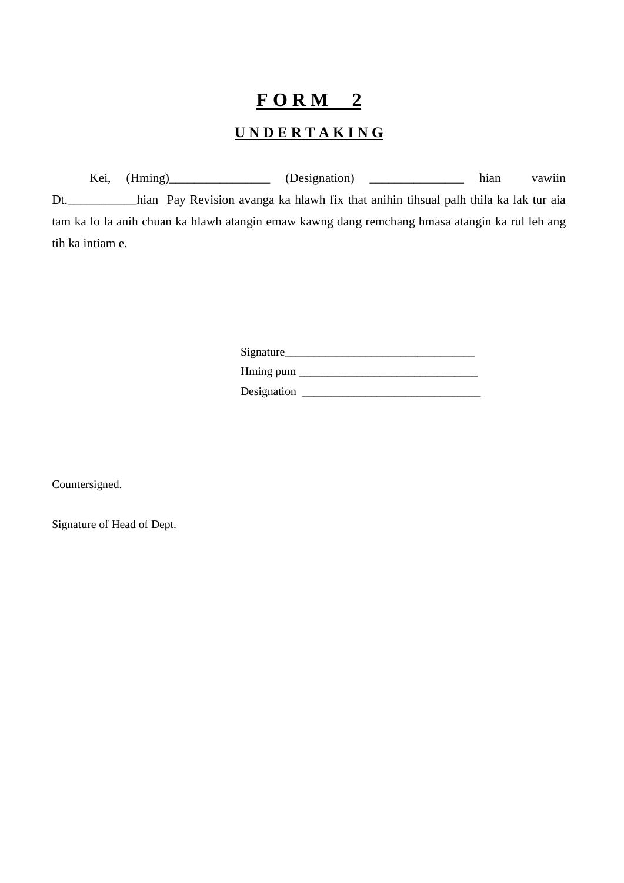# F O R M  2

## U N D E R T A K I N G

Kei, (Hming)________________ (Designation) _______________ hian vawiin Dt.___________hian Pay Revision avanga ka hlawh fix that anihin tihsual palh thila ka lak tur aia tam ka lo la anih chuan ka hlawh atangin emaw kawng dang remchang hmasa atangin ka rul leh ang tih ka intiam e.

Signature__________________________________

Hming pum ________________________________

Designation ________________________________

Countersigned.

Signature of Head of Dept.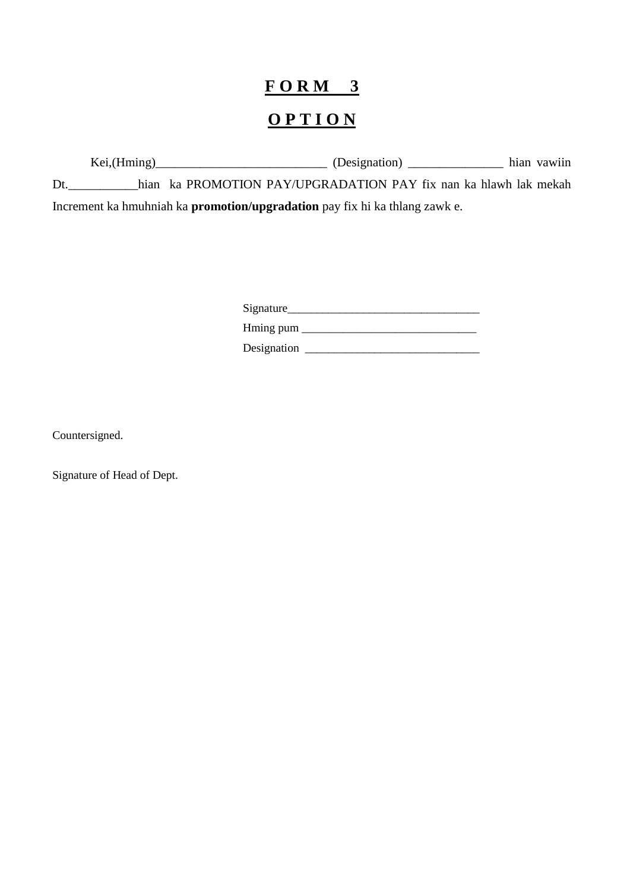# **F O R M 3**

## **O P T I O N**

Kei,(Hming)___________________________ (Designation) _______________ hian vawiin Dt.___________hian ka PROMOTION PAY/UPGRADATION PAY fix nan ka hlawh lak mekah Increment ka hmuhniah ka **promotion/upgradation** pay fix hi ka thlang zawk e.

Signature_________________________________

Hming pum ______________________________

Designation ______________________________

Countersigned.

Signature of Head of Dept.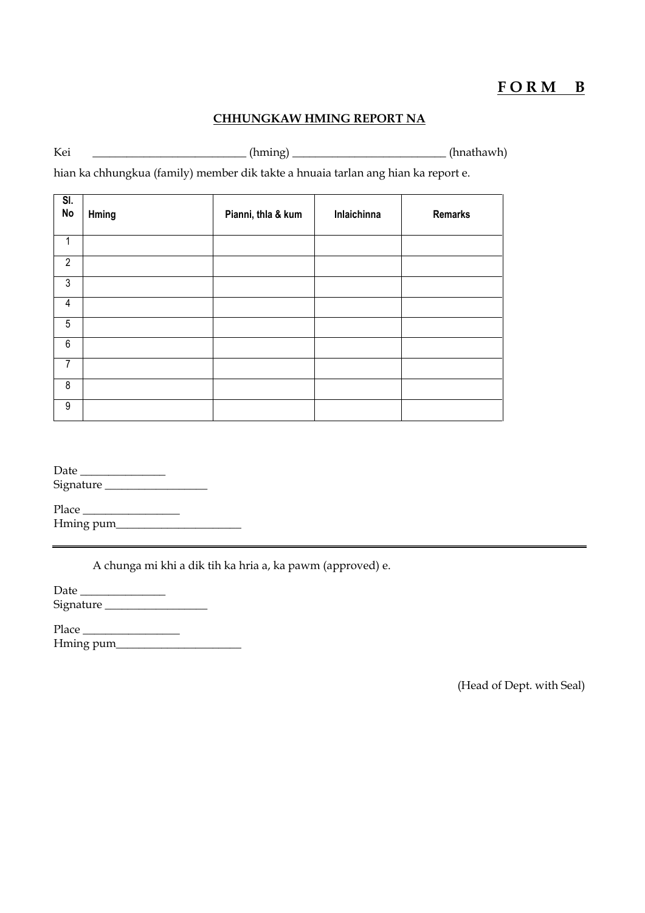**F O R M B**

**CHHUNGKAW HMING REPORT NA**

Kei ___________________________ (hming) ___________________________ (hnathawh)

hian ka chhungkua (family) member dik takte a hnuaia tarlan ang hian ka report e.

| Sl. No | Hming | Pianni, thla & kum | Inlaichinna | Remarks |
|---|---|---|---|---|
| 1 | | | | |
| 2 | | | | |
| 3 | | | | |
| 4 | | | | |
| 5 | | | | |
| 6 | | | | |
| 7 | | | | |
| 8 | | | | |
| 9 | | | | |

Date _______________
Signature __________________

Place _________________
Hming pum______________________

---

A chunga mi khi a dik tih ka hria a, ka pawm (approved) e.

Date _______________
Signature __________________

Place _________________
Hming pum______________________

(Head of Dept. with Seal)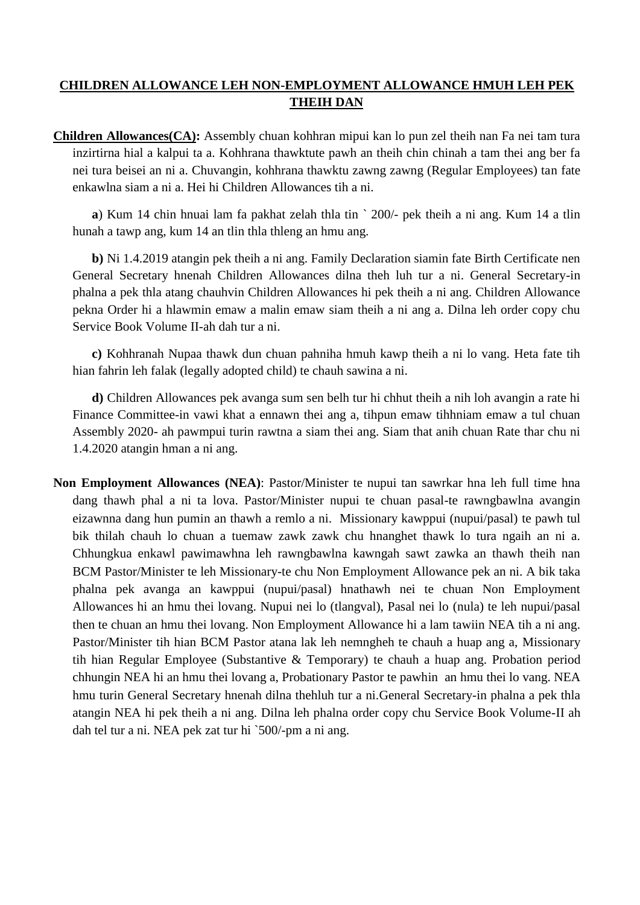**CHILDREN ALLOWANCE LEH NON-EMPLOYMENT ALLOWANCE HMUH LEH PEK THEIH DAN**

**Children Allowances(CA):** Assembly chuan kohhran mipui kan lo pun zel theih nan Fa nei tam tura inzirtirna hial a kalpui ta a. Kohhrana thawktute pawh an theih chin chinah a tam thei ang ber fa nei tura beisei an ni a. Chuvangin, kohhrana thawktu zawng zawng (Regular Employees) tan fate enkawlna siam a ni a. Hei hi Children Allowances tih a ni.

**a**) Kum 14 chin hnuai lam fa pakhat zelah thla tin ` 200/- pek theih a ni ang. Kum 14 a tlin hunah a tawp ang, kum 14 an tlin thla thleng an hmu ang.

**b)** Ni 1.4.2019 atangin pek theih a ni ang. Family Declaration siamin fate Birth Certificate nen General Secretary hnenah Children Allowances dilna theh luh tur a ni. General Secretary-in phalna a pek thla atang chauhvin Children Allowances hi pek theih a ni ang. Children Allowance pekna Order hi a hlawmin emaw a malin emaw siam theih a ni ang a. Dilna leh order copy chu Service Book Volume II-ah dah tur a ni.

**c)** Kohhranah Nupaa thawk dun chuan pahniha hmuh kawp theih a ni lo vang. Heta fate tih hian fahrin leh falak (legally adopted child) te chauh sawina a ni.

**d)** Children Allowances pek avanga sum sen belh tur hi chhut theih a nih loh avangin a rate hi Finance Committee-in vawi khat a ennawn thei ang a, tihpun emaw tihhniam emaw a tul chuan Assembly 2020- ah pawmpui turin rawtna a siam thei ang. Siam that anih chuan Rate thar chu ni 1.4.2020 atangin hman a ni ang.

**Non Employment Allowances (NEA)**: Pastor/Minister te nupui tan sawrkar hna leh full time hna dang thawh phal a ni ta lova. Pastor/Minister nupui te chuan pasal-te rawngbawlna avangin eizawnna dang hun pumin an thawh a remlo a ni. Missionary kawppui (nupui/pasal) te pawh tul bik thilah chauh lo chuan a tuemaw zawk zawk chu hnanghet thawk lo tura ngaih an ni a. Chhungkua enkawl pawimawhna leh rawngbawlna kawngah sawt zawka an thawh theih nan BCM Pastor/Minister te leh Missionary-te chu Non Employment Allowance pek an ni. A bik taka phalna pek avanga an kawppui (nupui/pasal) hnathawh nei te chuan Non Employment Allowances hi an hmu thei lovang. Nupui nei lo (tlangval), Pasal nei lo (nula) te leh nupui/pasal then te chuan an hmu thei lovang. Non Employment Allowance hi a lam tawiin NEA tih a ni ang. Pastor/Minister tih hian BCM Pastor atana lak leh nemngheh te chauh a huap ang a, Missionary tih hian Regular Employee (Substantive & Temporary) te chauh a huap ang. Probation period chhungin NEA hi an hmu thei lovang a, Probationary Pastor te pawhin an hmu thei lo vang. NEA hmu turin General Secretary hnenah dilna thehluh tur a ni.General Secretary-in phalna a pek thla atangin NEA hi pek theih a ni ang. Dilna leh phalna order copy chu Service Book Volume-II ah dah tel tur a ni. NEA pek zat tur hi `500/-pm a ni ang.